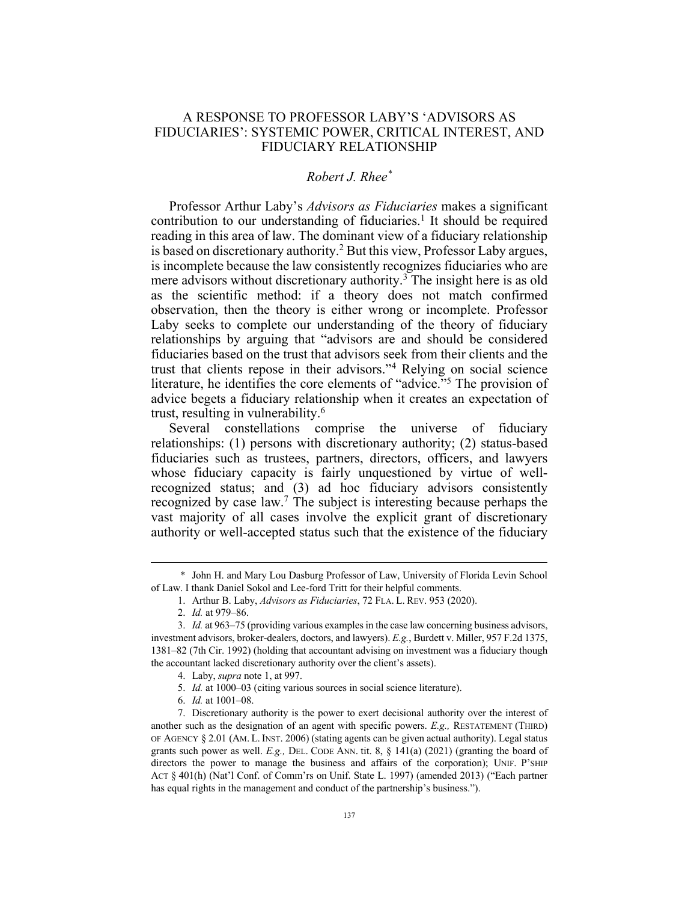# A RESPONSE TO PROFESSOR LABY'S 'ADVISORS AS FIDUCIARIES': SYSTEMIC POWER, CRITICAL INTEREST, AND FIDUCIARY RELATIONSHIP

*Robert J. Rhee*[*]

Professor Arthur Laby's *Advisors as Fiduciaries* makes a significant contribution to our understanding of fiduciaries.[1] It should be required reading in this area of law. The dominant view of a fiduciary relationship is based on discretionary authority.[2] But this view, Professor Laby argues, is incomplete because the law consistently recognizes fiduciaries who are mere advisors without discretionary authority.[3] The insight here is as old as the scientific method: if a theory does not match confirmed observation, then the theory is either wrong or incomplete. Professor Laby seeks to complete our understanding of the theory of fiduciary relationships by arguing that "advisors are and should be considered fiduciaries based on the trust that advisors seek from their clients and the trust that clients repose in their advisors."[4] Relying on social science literature, he identifies the core elements of "advice."[5] The provision of advice begets a fiduciary relationship when it creates an expectation of trust, resulting in vulnerability.[6]

Several constellations comprise the universe of fiduciary relationships: (1) persons with discretionary authority; (2) status-based fiduciaries such as trustees, partners, directors, officers, and lawyers whose fiduciary capacity is fairly unquestioned by virtue of well-recognized status; and (3) ad hoc fiduciary advisors consistently recognized by case law.[7] The subject is interesting because perhaps the vast majority of all cases involve the explicit grant of discretionary authority or well-accepted status such that the existence of the fiduciary

---

\* John H. and Mary Lou Dasburg Professor of Law, University of Florida Levin School of Law. I thank Daniel Sokol and Lee-ford Tritt for their helpful comments.

1. Arthur B. Laby, *Advisors as Fiduciaries*, 72 FLA. L. REV. 953 (2020).

2. *Id.* at 979–86.

3. *Id.* at 963–75 (providing various examples in the case law concerning business advisors, investment advisors, broker-dealers, doctors, and lawyers). *E.g.*, Burdett v. Miller, 957 F.2d 1375, 1381–82 (7th Cir. 1992) (holding that accountant advising on investment was a fiduciary though the accountant lacked discretionary authority over the client's assets).

4. Laby, *supra* note 1, at 997.

5. *Id.* at 1000–03 (citing various sources in social science literature).

6. *Id.* at 1001–08.

7. Discretionary authority is the power to exert decisional authority over the interest of another such as the designation of an agent with specific powers. *E.g.,* RESTATEMENT (THIRD) OF AGENCY § 2.01 (AM. L. INST. 2006) (stating agents can be given actual authority). Legal status grants such power as well. *E.g.,* DEL. CODE ANN. tit. 8, § 141(a) (2021) (granting the board of directors the power to manage the business and affairs of the corporation); UNIF. P'SHIP ACT § 401(h) (Nat'l Conf. of Comm'rs on Unif. State L. 1997) (amended 2013) ("Each partner has equal rights in the management and conduct of the partnership's business.").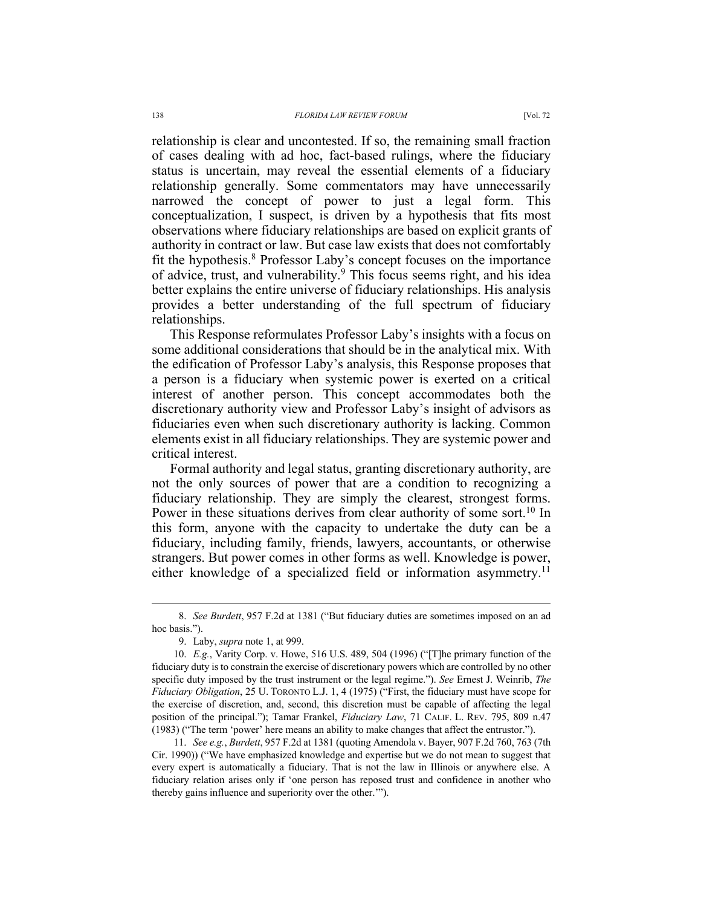relationship is clear and uncontested. If so, the remaining small fraction of cases dealing with ad hoc, fact-based rulings, where the fiduciary status is uncertain, may reveal the essential elements of a fiduciary relationship generally. Some commentators may have unnecessarily narrowed the concept of power to just a legal form. This conceptualization, I suspect, is driven by a hypothesis that fits most observations where fiduciary relationships are based on explicit grants of authority in contract or law. But case law exists that does not comfortably fit the hypothesis.[8] Professor Laby's concept focuses on the importance of advice, trust, and vulnerability.[9] This focus seems right, and his idea better explains the entire universe of fiduciary relationships. His analysis provides a better understanding of the full spectrum of fiduciary relationships.

This Response reformulates Professor Laby's insights with a focus on some additional considerations that should be in the analytical mix. With the edification of Professor Laby's analysis, this Response proposes that a person is a fiduciary when systemic power is exerted on a critical interest of another person. This concept accommodates both the discretionary authority view and Professor Laby's insight of advisors as fiduciaries even when such discretionary authority is lacking. Common elements exist in all fiduciary relationships. They are systemic power and critical interest.

Formal authority and legal status, granting discretionary authority, are not the only sources of power that are a condition to recognizing a fiduciary relationship. They are simply the clearest, strongest forms. Power in these situations derives from clear authority of some sort.[10] In this form, anyone with the capacity to undertake the duty can be a fiduciary, including family, friends, lawyers, accountants, or otherwise strangers. But power comes in other forms as well. Knowledge is power, either knowledge of a specialized field or information asymmetry.[11]

---

8. *See Burdett*, 957 F.2d at 1381 ("But fiduciary duties are sometimes imposed on an ad hoc basis.").

9. Laby, *supra* note 1, at 999.

10. *E.g.*, Varity Corp. v. Howe, 516 U.S. 489, 504 (1996) ("[T]he primary function of the fiduciary duty is to constrain the exercise of discretionary powers which are controlled by no other specific duty imposed by the trust instrument or the legal regime."). *See* Ernest J. Weinrib, *The Fiduciary Obligation*, 25 U. TORONTO L.J. 1, 4 (1975) ("First, the fiduciary must have scope for the exercise of discretion, and, second, this discretion must be capable of affecting the legal position of the principal."); Tamar Frankel, *Fiduciary Law*, 71 CALIF. L. REV. 795, 809 n.47 (1983) ("The term 'power' here means an ability to make changes that affect the entrustor.").

11. *See e.g.*, *Burdett*, 957 F.2d at 1381 (quoting Amendola v. Bayer, 907 F.2d 760, 763 (7th Cir. 1990)) ("We have emphasized knowledge and expertise but we do not mean to suggest that every expert is automatically a fiduciary. That is not the law in Illinois or anywhere else. A fiduciary relation arises only if 'one person has reposed trust and confidence in another who thereby gains influence and superiority over the other.'").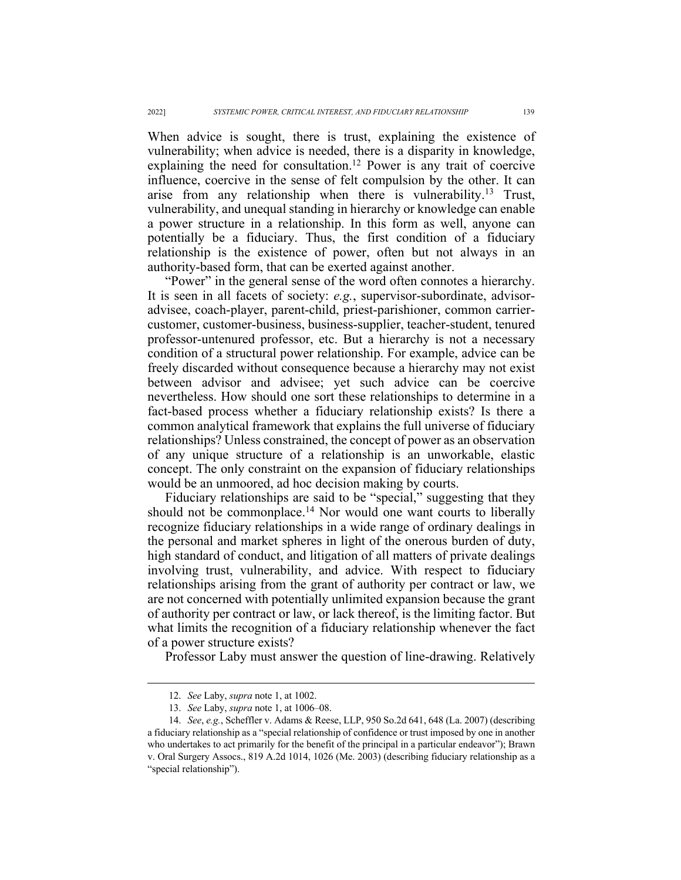When advice is sought, there is trust, explaining the existence of vulnerability; when advice is needed, there is a disparity in knowledge, explaining the need for consultation.[12] Power is any trait of coercive influence, coercive in the sense of felt compulsion by the other. It can arise from any relationship when there is vulnerability.[13] Trust, vulnerability, and unequal standing in hierarchy or knowledge can enable a power structure in a relationship. In this form as well, anyone can potentially be a fiduciary. Thus, the first condition of a fiduciary relationship is the existence of power, often but not always in an authority-based form, that can be exerted against another.

"Power" in the general sense of the word often connotes a hierarchy. It is seen in all facets of society: *e.g.*, supervisor-subordinate, advisor-advisee, coach-player, parent-child, priest-parishioner, common carrier-customer, customer-business, business-supplier, teacher-student, tenured professor-untenured professor, etc. But a hierarchy is not a necessary condition of a structural power relationship. For example, advice can be freely discarded without consequence because a hierarchy may not exist between advisor and advisee; yet such advice can be coercive nevertheless. How should one sort these relationships to determine in a fact-based process whether a fiduciary relationship exists? Is there a common analytical framework that explains the full universe of fiduciary relationships? Unless constrained, the concept of power as an observation of any unique structure of a relationship is an unworkable, elastic concept. The only constraint on the expansion of fiduciary relationships would be an unmoored, ad hoc decision making by courts.

Fiduciary relationships are said to be "special," suggesting that they should not be commonplace.[14] Nor would one want courts to liberally recognize fiduciary relationships in a wide range of ordinary dealings in the personal and market spheres in light of the onerous burden of duty, high standard of conduct, and litigation of all matters of private dealings involving trust, vulnerability, and advice. With respect to fiduciary relationships arising from the grant of authority per contract or law, we are not concerned with potentially unlimited expansion because the grant of authority per contract or law, or lack thereof, is the limiting factor. But what limits the recognition of a fiduciary relationship whenever the fact of a power structure exists?

Professor Laby must answer the question of line-drawing. Relatively

---

12. *See* Laby, *supra* note 1, at 1002.

13. *See* Laby, *supra* note 1, at 1006–08.

14. *See*, *e.g.*, Scheffler v. Adams & Reese, LLP, 950 So.2d 641, 648 (La. 2007) (describing a fiduciary relationship as a "special relationship of confidence or trust imposed by one in another who undertakes to act primarily for the benefit of the principal in a particular endeavor"); Brawn v. Oral Surgery Assocs., 819 A.2d 1014, 1026 (Me. 2003) (describing fiduciary relationship as a "special relationship").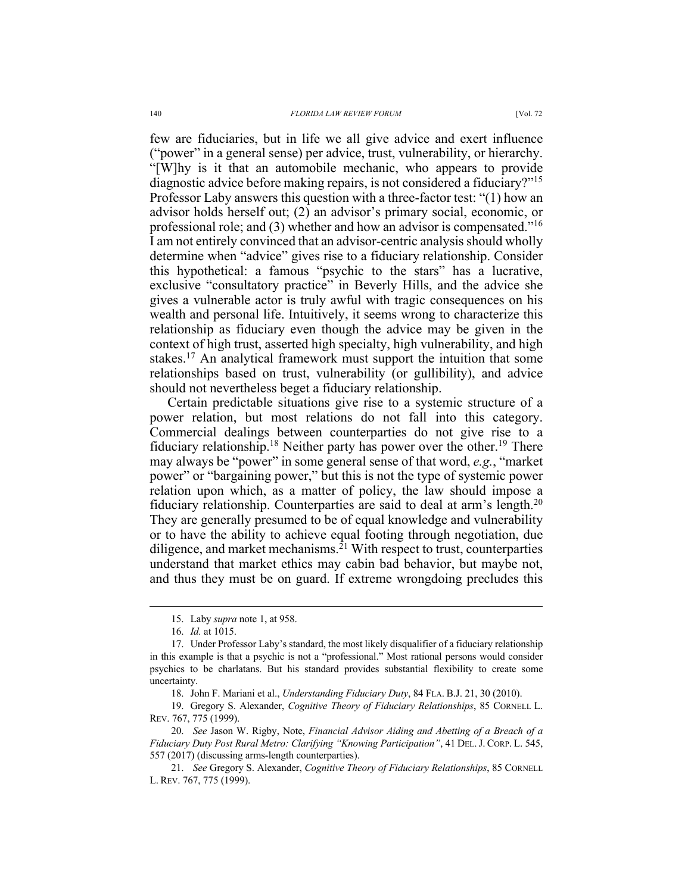few are fiduciaries, but in life we all give advice and exert influence ("power" in a general sense) per advice, trust, vulnerability, or hierarchy. "[W]hy is it that an automobile mechanic, who appears to provide diagnostic advice before making repairs, is not considered a fiduciary?"[15] Professor Laby answers this question with a three-factor test: "(1) how an advisor holds herself out; (2) an advisor's primary social, economic, or professional role; and (3) whether and how an advisor is compensated."[16] I am not entirely convinced that an advisor-centric analysis should wholly determine when "advice" gives rise to a fiduciary relationship. Consider this hypothetical: a famous "psychic to the stars" has a lucrative, exclusive "consultatory practice" in Beverly Hills, and the advice she gives a vulnerable actor is truly awful with tragic consequences on his wealth and personal life. Intuitively, it seems wrong to characterize this relationship as fiduciary even though the advice may be given in the context of high trust, asserted high specialty, high vulnerability, and high stakes.[17] An analytical framework must support the intuition that some relationships based on trust, vulnerability (or gullibility), and advice should not nevertheless beget a fiduciary relationship.

Certain predictable situations give rise to a systemic structure of a power relation, but most relations do not fall into this category. Commercial dealings between counterparties do not give rise to a fiduciary relationship.[18] Neither party has power over the other.[19] There may always be "power" in some general sense of that word, *e.g.*, "market power" or "bargaining power," but this is not the type of systemic power relation upon which, as a matter of policy, the law should impose a fiduciary relationship. Counterparties are said to deal at arm's length.[20] They are generally presumed to be of equal knowledge and vulnerability or to have the ability to achieve equal footing through negotiation, due diligence, and market mechanisms.[21] With respect to trust, counterparties understand that market ethics may cabin bad behavior, but maybe not, and thus they must be on guard. If extreme wrongdoing precludes this

---

15. Laby *supra* note 1, at 958.

16. *Id.* at 1015.

17. Under Professor Laby's standard, the most likely disqualifier of a fiduciary relationship in this example is that a psychic is not a "professional." Most rational persons would consider psychics to be charlatans. But his standard provides substantial flexibility to create some uncertainty.

18. John F. Mariani et al., *Understanding Fiduciary Duty*, 84 FLA. B.J. 21, 30 (2010).

19. Gregory S. Alexander, *Cognitive Theory of Fiduciary Relationships*, 85 CORNELL L. REV. 767, 775 (1999).

20. *See* Jason W. Rigby, Note, *Financial Advisor Aiding and Abetting of a Breach of a Fiduciary Duty Post Rural Metro: Clarifying "Knowing Participation"*, 41 DEL. J. CORP. L. 545, 557 (2017) (discussing arms-length counterparties).

21. *See* Gregory S. Alexander, *Cognitive Theory of Fiduciary Relationships*, 85 CORNELL L. REV. 767, 775 (1999).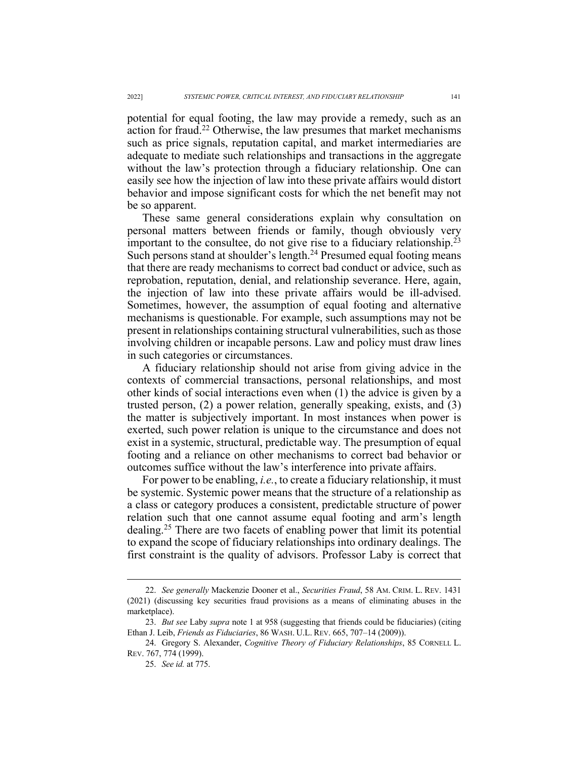potential for equal footing, the law may provide a remedy, such as an action for fraud.[22] Otherwise, the law presumes that market mechanisms such as price signals, reputation capital, and market intermediaries are adequate to mediate such relationships and transactions in the aggregate without the law's protection through a fiduciary relationship. One can easily see how the injection of law into these private affairs would distort behavior and impose significant costs for which the net benefit may not be so apparent.

These same general considerations explain why consultation on personal matters between friends or family, though obviously very important to the consultee, do not give rise to a fiduciary relationship.[23] Such persons stand at shoulder's length.[24] Presumed equal footing means that there are ready mechanisms to correct bad conduct or advice, such as reprobation, reputation, denial, and relationship severance. Here, again, the injection of law into these private affairs would be ill-advised. Sometimes, however, the assumption of equal footing and alternative mechanisms is questionable. For example, such assumptions may not be present in relationships containing structural vulnerabilities, such as those involving children or incapable persons. Law and policy must draw lines in such categories or circumstances.

A fiduciary relationship should not arise from giving advice in the contexts of commercial transactions, personal relationships, and most other kinds of social interactions even when (1) the advice is given by a trusted person, (2) a power relation, generally speaking, exists, and (3) the matter is subjectively important. In most instances when power is exerted, such power relation is unique to the circumstance and does not exist in a systemic, structural, predictable way. The presumption of equal footing and a reliance on other mechanisms to correct bad behavior or outcomes suffice without the law's interference into private affairs.

For power to be enabling, *i.e.*, to create a fiduciary relationship, it must be systemic. Systemic power means that the structure of a relationship as a class or category produces a consistent, predictable structure of power relation such that one cannot assume equal footing and arm's length dealing.[25] There are two facets of enabling power that limit its potential to expand the scope of fiduciary relationships into ordinary dealings. The first constraint is the quality of advisors. Professor Laby is correct that

---

22. *See generally* Mackenzie Dooner et al., *Securities Fraud*, 58 AM. CRIM. L. REV. 1431 (2021) (discussing key securities fraud provisions as a means of eliminating abuses in the marketplace).

23. *But see* Laby *supra* note 1 at 958 (suggesting that friends could be fiduciaries) (citing Ethan J. Leib, *Friends as Fiduciaries*, 86 WASH. U.L. REV. 665, 707–14 (2009)).

24. Gregory S. Alexander, *Cognitive Theory of Fiduciary Relationships*, 85 CORNELL L. REV. 767, 774 (1999).

25. *See id.* at 775.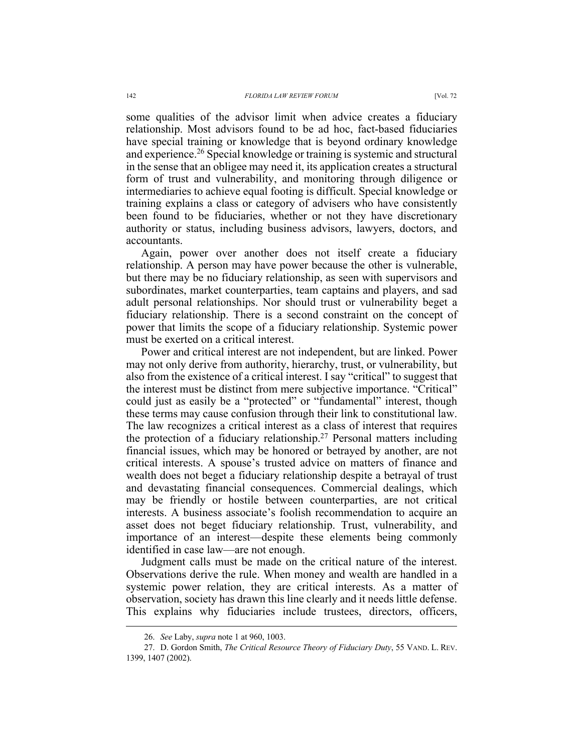some qualities of the advisor limit when advice creates a fiduciary relationship. Most advisors found to be ad hoc, fact-based fiduciaries have special training or knowledge that is beyond ordinary knowledge and experience.[26] Special knowledge or training is systemic and structural in the sense that an obligee may need it, its application creates a structural form of trust and vulnerability, and monitoring through diligence or intermediaries to achieve equal footing is difficult. Special knowledge or training explains a class or category of advisers who have consistently been found to be fiduciaries, whether or not they have discretionary authority or status, including business advisors, lawyers, doctors, and accountants.

Again, power over another does not itself create a fiduciary relationship. A person may have power because the other is vulnerable, but there may be no fiduciary relationship, as seen with supervisors and subordinates, market counterparties, team captains and players, and sad adult personal relationships. Nor should trust or vulnerability beget a fiduciary relationship. There is a second constraint on the concept of power that limits the scope of a fiduciary relationship. Systemic power must be exerted on a critical interest.

Power and critical interest are not independent, but are linked. Power may not only derive from authority, hierarchy, trust, or vulnerability, but also from the existence of a critical interest. I say "critical" to suggest that the interest must be distinct from mere subjective importance. "Critical" could just as easily be a "protected" or "fundamental" interest, though these terms may cause confusion through their link to constitutional law. The law recognizes a critical interest as a class of interest that requires the protection of a fiduciary relationship.[27] Personal matters including financial issues, which may be honored or betrayed by another, are not critical interests. A spouse's trusted advice on matters of finance and wealth does not beget a fiduciary relationship despite a betrayal of trust and devastating financial consequences. Commercial dealings, which may be friendly or hostile between counterparties, are not critical interests. A business associate's foolish recommendation to acquire an asset does not beget fiduciary relationship. Trust, vulnerability, and importance of an interest—despite these elements being commonly identified in case law—are not enough.

Judgment calls must be made on the critical nature of the interest. Observations derive the rule. When money and wealth are handled in a systemic power relation, they are critical interests. As a matter of observation, society has drawn this line clearly and it needs little defense. This explains why fiduciaries include trustees, directors, officers,

---

26. *See* Laby, *supra* note 1 at 960, 1003.

27. D. Gordon Smith, *The Critical Resource Theory of Fiduciary Duty*, 55 VAND. L. REV. 1399, 1407 (2002).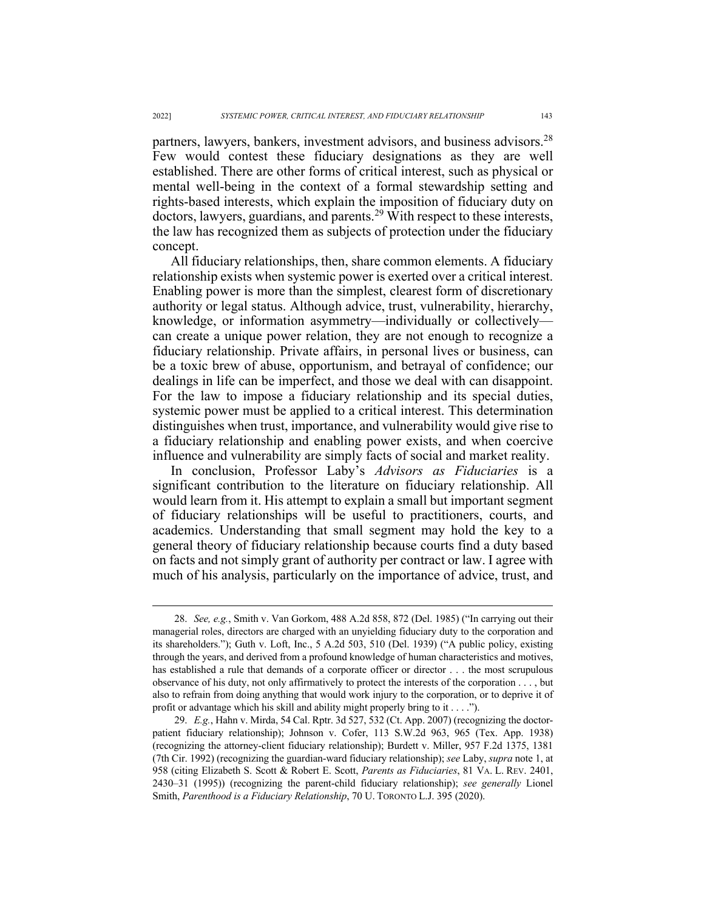partners, lawyers, bankers, investment advisors, and business advisors.[28] Few would contest these fiduciary designations as they are well established. There are other forms of critical interest, such as physical or mental well-being in the context of a formal stewardship setting and rights-based interests, which explain the imposition of fiduciary duty on doctors, lawyers, guardians, and parents.[29] With respect to these interests, the law has recognized them as subjects of protection under the fiduciary concept.

All fiduciary relationships, then, share common elements. A fiduciary relationship exists when systemic power is exerted over a critical interest. Enabling power is more than the simplest, clearest form of discretionary authority or legal status. Although advice, trust, vulnerability, hierarchy, knowledge, or information asymmetry—individually or collectively—can create a unique power relation, they are not enough to recognize a fiduciary relationship. Private affairs, in personal lives or business, can be a toxic brew of abuse, opportunism, and betrayal of confidence; our dealings in life can be imperfect, and those we deal with can disappoint. For the law to impose a fiduciary relationship and its special duties, systemic power must be applied to a critical interest. This determination distinguishes when trust, importance, and vulnerability would give rise to a fiduciary relationship and enabling power exists, and when coercive influence and vulnerability are simply facts of social and market reality.

In conclusion, Professor Laby's *Advisors as Fiduciaries* is a significant contribution to the literature on fiduciary relationship. All would learn from it. His attempt to explain a small but important segment of fiduciary relationships will be useful to practitioners, courts, and academics. Understanding that small segment may hold the key to a general theory of fiduciary relationship because courts find a duty based on facts and not simply grant of authority per contract or law. I agree with much of his analysis, particularly on the importance of advice, trust, and

---

28. *See, e.g.*, Smith v. Van Gorkom, 488 A.2d 858, 872 (Del. 1985) ("In carrying out their managerial roles, directors are charged with an unyielding fiduciary duty to the corporation and its shareholders."); Guth v. Loft, Inc., 5 A.2d 503, 510 (Del. 1939) ("A public policy, existing through the years, and derived from a profound knowledge of human characteristics and motives, has established a rule that demands of a corporate officer or director . . . the most scrupulous observance of his duty, not only affirmatively to protect the interests of the corporation . . . , but also to refrain from doing anything that would work injury to the corporation, or to deprive it of profit or advantage which his skill and ability might properly bring to it . . . .").

29. *E.g.*, Hahn v. Mirda, 54 Cal. Rptr. 3d 527, 532 (Ct. App. 2007) (recognizing the doctor-patient fiduciary relationship); Johnson v. Cofer, 113 S.W.2d 963, 965 (Tex. App. 1938) (recognizing the attorney-client fiduciary relationship); Burdett v. Miller, 957 F.2d 1375, 1381 (7th Cir. 1992) (recognizing the guardian-ward fiduciary relationship); *see* Laby, *supra* note 1, at 958 (citing Elizabeth S. Scott & Robert E. Scott, *Parents as Fiduciaries*, 81 VA. L. REV. 2401, 2430–31 (1995)) (recognizing the parent-child fiduciary relationship); *see generally* Lionel Smith, *Parenthood is a Fiduciary Relationship*, 70 U. TORONTO L.J. 395 (2020).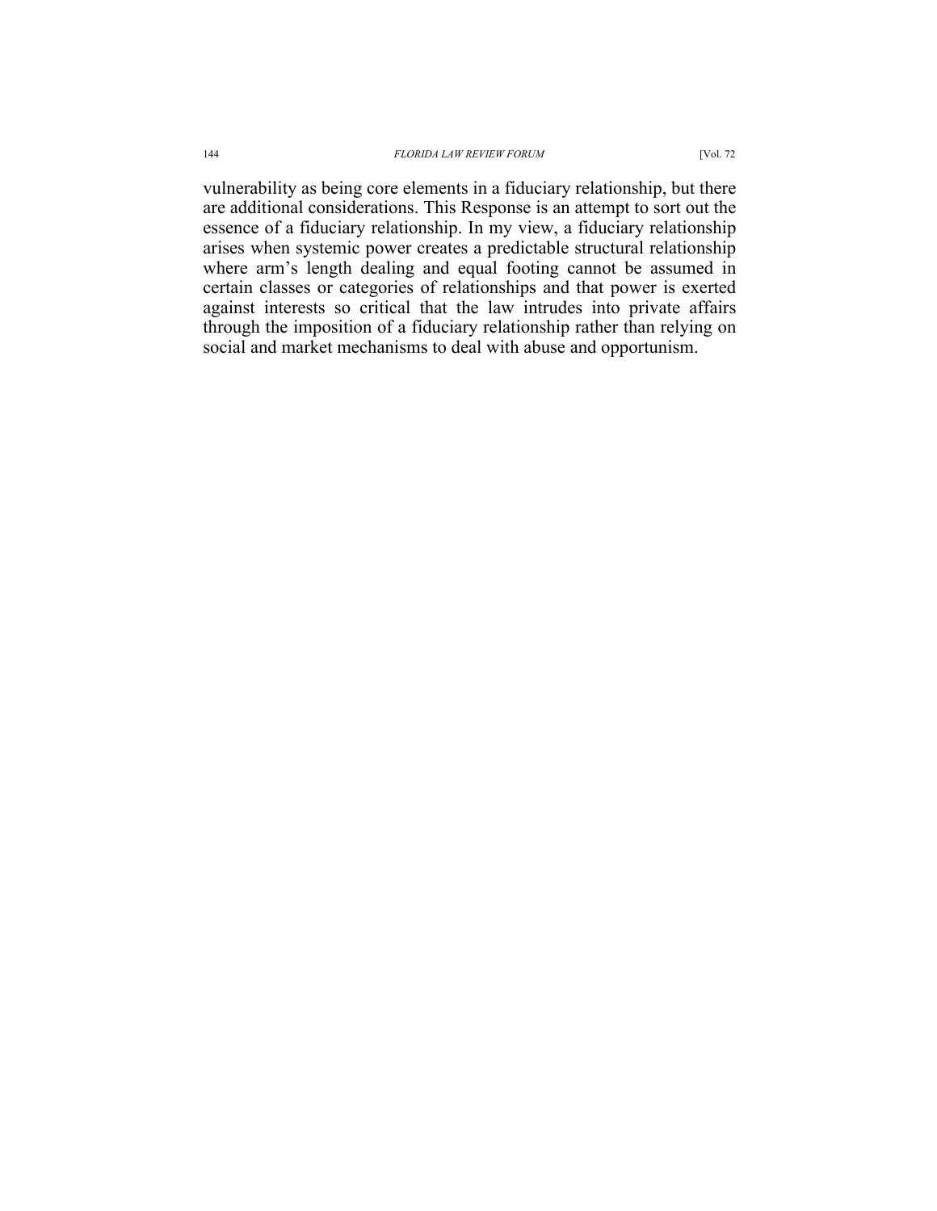vulnerability as being core elements in a fiduciary relationship, but there are additional considerations. This Response is an attempt to sort out the essence of a fiduciary relationship. In my view, a fiduciary relationship arises when systemic power creates a predictable structural relationship where arm's length dealing and equal footing cannot be assumed in certain classes or categories of relationships and that power is exerted against interests so critical that the law intrudes into private affairs through the imposition of a fiduciary relationship rather than relying on social and market mechanisms to deal with abuse and opportunism.